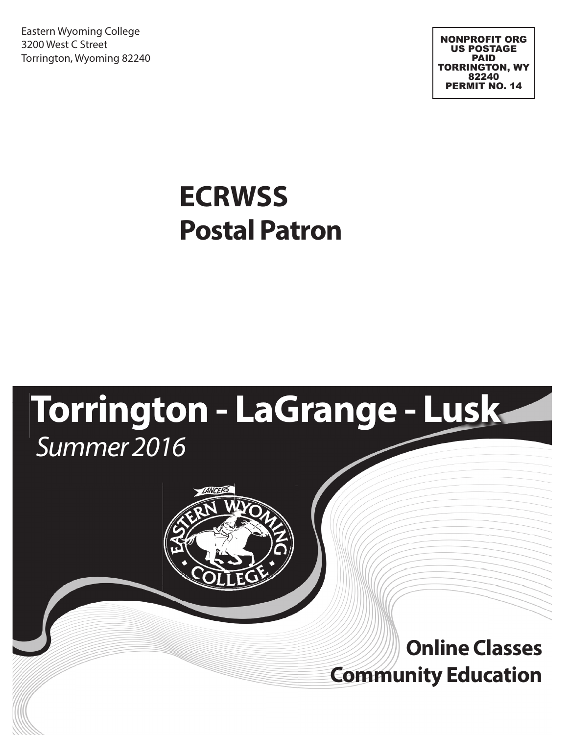Eastern Wyoming College
3200 West C Street
Torrington, Wyoming 82240

NONPROFIT ORG
US POSTAGE
PAID
TORRINGTON, WY
82240
PERMIT NO. 14

**ECRWSS**
**Postal Patron**

# Torrington - LaGrange - Lusk

*Summer 2016*

**Online Classes**
**Community Education**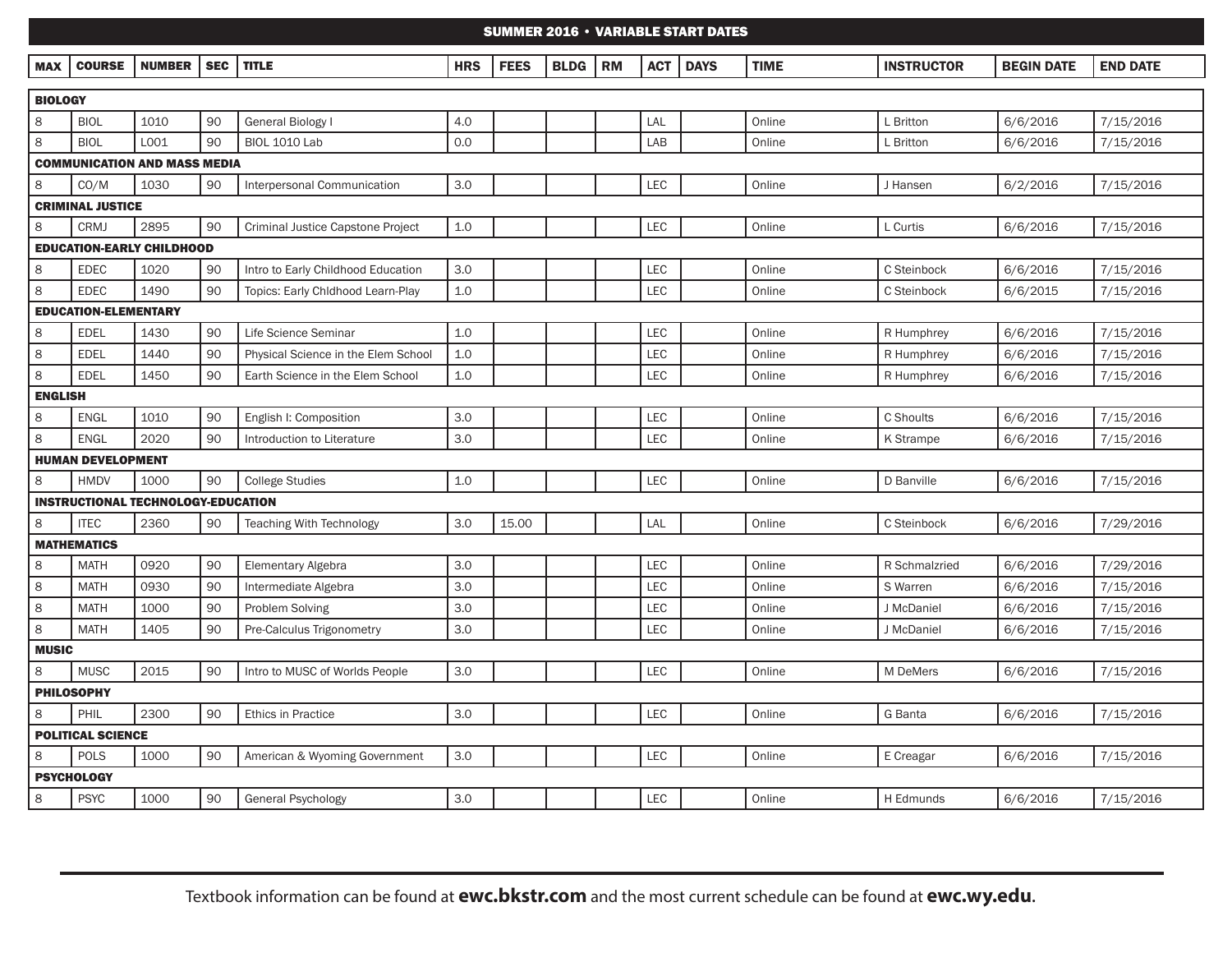## SUMMER 2016 • VARIABLE START DATES

| MAX | COURSE | NUMBER | SEC | TITLE | HRS | FEES | BLDG | RM | ACT | DAYS | TIME | INSTRUCTOR | BEGIN DATE | END DATE |
|---|---|---|---|---|---|---|---|---|---|---|---|---|---|---|
| **BIOLOGY** | | | | | | | | | | | | | | |
| 8 | BIOL | 1010 | 90 | General Biology I | 4.0 | | | | LAL | | Online | L Britton | 6/6/2016 | 7/15/2016 |
| 8 | BIOL | L001 | 90 | BIOL 1010 Lab | 0.0 | | | | LAB | | Online | L Britton | 6/6/2016 | 7/15/2016 |
| **COMMUNICATION AND MASS MEDIA** | | | | | | | | | | | | | | |
| 8 | CO/M | 1030 | 90 | Interpersonal Communication | 3.0 | | | | LEC | | Online | J Hansen | 6/2/2016 | 7/15/2016 |
| **CRIMINAL JUSTICE** | | | | | | | | | | | | | | |
| 8 | CRMJ | 2895 | 90 | Criminal Justice Capstone Project | 1.0 | | | | LEC | | Online | L Curtis | 6/6/2016 | 7/15/2016 |
| **EDUCATION-EARLY CHILDHOOD** | | | | | | | | | | | | | | |
| 8 | EDEC | 1020 | 90 | Intro to Early Childhood Education | 3.0 | | | | LEC | | Online | C Steinbock | 6/6/2016 | 7/15/2016 |
| 8 | EDEC | 1490 | 90 | Topics: Early Chldhood Learn-Play | 1.0 | | | | LEC | | Online | C Steinbock | 6/6/2015 | 7/15/2016 |
| **EDUCATION-ELEMENTARY** | | | | | | | | | | | | | | |
| 8 | EDEL | 1430 | 90 | Life Science Seminar | 1.0 | | | | LEC | | Online | R Humphrey | 6/6/2016 | 7/15/2016 |
| 8 | EDEL | 1440 | 90 | Physical Science in the Elem School | 1.0 | | | | LEC | | Online | R Humphrey | 6/6/2016 | 7/15/2016 |
| 8 | EDEL | 1450 | 90 | Earth Science in the Elem School | 1.0 | | | | LEC | | Online | R Humphrey | 6/6/2016 | 7/15/2016 |
| **ENGLISH** | | | | | | | | | | | | | | |
| 8 | ENGL | 1010 | 90 | English I: Composition | 3.0 | | | | LEC | | Online | C Shoults | 6/6/2016 | 7/15/2016 |
| 8 | ENGL | 2020 | 90 | Introduction to Literature | 3.0 | | | | LEC | | Online | K Strampe | 6/6/2016 | 7/15/2016 |
| **HUMAN DEVELOPMENT** | | | | | | | | | | | | | | |
| 8 | HMDV | 1000 | 90 | College Studies | 1.0 | | | | LEC | | Online | D Banville | 6/6/2016 | 7/15/2016 |
| **INSTRUCTIONAL TECHNOLOGY-EDUCATION** | | | | | | | | | | | | | | |
| 8 | ITEC | 2360 | 90 | Teaching With Technology | 3.0 | 15.00 | | | LAL | | Online | C Steinbock | 6/6/2016 | 7/29/2016 |
| **MATHEMATICS** | | | | | | | | | | | | | | |
| 8 | MATH | 0920 | 90 | Elementary Algebra | 3.0 | | | | LEC | | Online | R Schmalzried | 6/6/2016 | 7/29/2016 |
| 8 | MATH | 0930 | 90 | Intermediate Algebra | 3.0 | | | | LEC | | Online | S Warren | 6/6/2016 | 7/15/2016 |
| 8 | MATH | 1000 | 90 | Problem Solving | 3.0 | | | | LEC | | Online | J McDaniel | 6/6/2016 | 7/15/2016 |
| 8 | MATH | 1405 | 90 | Pre-Calculus Trigonometry | 3.0 | | | | LEC | | Online | J McDaniel | 6/6/2016 | 7/15/2016 |
| **MUSIC** | | | | | | | | | | | | | | |
| 8 | MUSC | 2015 | 90 | Intro to MUSC of Worlds People | 3.0 | | | | LEC | | Online | M DeMers | 6/6/2016 | 7/15/2016 |
| **PHILOSOPHY** | | | | | | | | | | | | | | |
| 8 | PHIL | 2300 | 90 | Ethics in Practice | 3.0 | | | | LEC | | Online | G Banta | 6/6/2016 | 7/15/2016 |
| **POLITICAL SCIENCE** | | | | | | | | | | | | | | |
| 8 | POLS | 1000 | 90 | American & Wyoming Government | 3.0 | | | | LEC | | Online | E Creagar | 6/6/2016 | 7/15/2016 |
| **PSYCHOLOGY** | | | | | | | | | | | | | | |
| 8 | PSYC | 1000 | 90 | General Psychology | 3.0 | | | | LEC | | Online | H Edmunds | 6/6/2016 | 7/15/2016 |

Textbook information can be found at **ewc.bkstr.com** and the most current schedule can be found at **ewc.wy.edu**.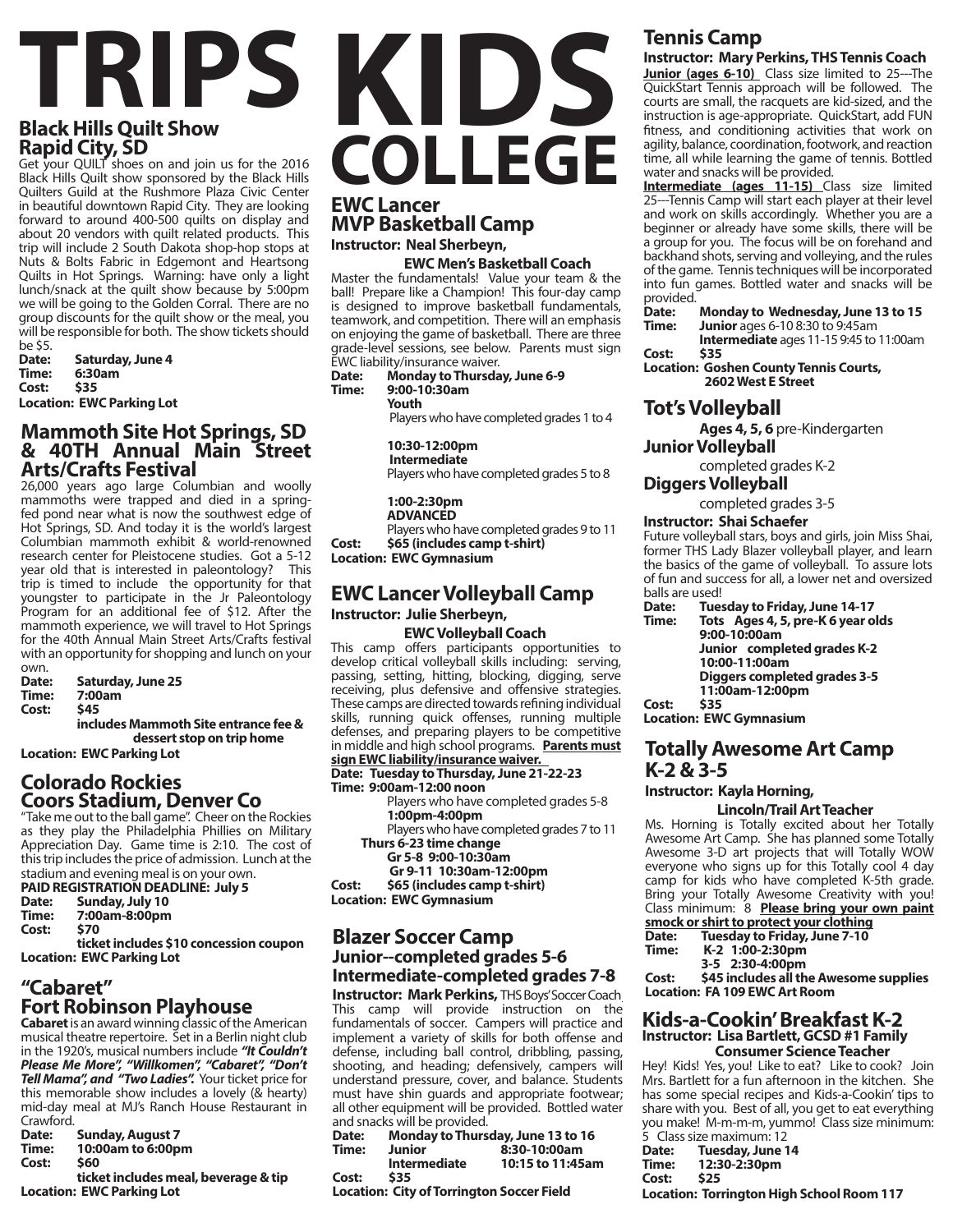# TRIPS

## Black Hills Quilt Show Rapid City, SD

Get your QUILT shoes on and join us for the 2016 Black Hills Quilt show sponsored by the Black Hills Quilters Guild at the Rushmore Plaza Civic Center in beautiful downtown Rapid City. They are looking forward to around 400-500 quilts on display and about 20 vendors with quilt related products. This trip will include 2 South Dakota shop-hop stops at Nuts & Bolts Fabric in Edgemont and Heartsong Quilts in Hot Springs. Warning: have only a light lunch/snack at the quilt show because by 5:00pm we will be going to the Golden Corral. There are no group discounts for the quilt show or the meal, you will be responsible for both. The show tickets should be $5.

**Date:** **Saturday, June 4**
**Time:** **6:30am**
**Cost:** **$35**
**Location: EWC Parking Lot**

## Mammoth Site Hot Springs, SD & 40TH Annual Main Street Arts/Crafts Festival

26,000 years ago large Columbian and woolly mammoths were trapped and died in a spring-fed pond near what is now the southwest edge of Hot Springs, SD. And today it is the world's largest Columbian mammoth exhibit & world-renowned research center for Pleistocene studies. Got a 5-12 year old that is interested in paleontology? This trip is timed to include the opportunity for that youngster to participate in the Jr Paleontology Program for an additional fee of $12. After the mammoth experience, we will travel to Hot Springs for the 40th Annual Main Street Arts/Crafts festival with an opportunity for shopping and lunch on your own.

**Date:** **Saturday, June 25**
**Time:** **7:00am**
**Cost:** **$45**
**includes Mammoth Site entrance fee & dessert stop on trip home**
**Location: EWC Parking Lot**

## Colorado Rockies Coors Stadium, Denver Co

"Take me out to the ball game". Cheer on the Rockies as they play the Philadelphia Phillies on Military Appreciation Day. Game time is 2:10. The cost of this trip includes the price of admission. Lunch at the stadium and evening meal is on your own.

**PAID REGISTRATION DEADLINE: July 5**
**Date:** **Sunday, July 10**
**Time:** **7:00am-8:00pm**
**Cost:** **$70**
**ticket includes $10 concession coupon**
**Location: EWC Parking Lot**

## "Cabaret" Fort Robinson Playhouse

**Cabaret** is an award winning classic of the American musical theatre repertoire. Set in a Berlin night club in the 1920's, musical numbers include ***"It Couldn't Please Me More", "Willkomen", "Cabaret", "Don't Tell Mama", and "Two Ladies".*** Your ticket price for this memorable show includes a lovely (& hearty) mid-day meal at MJ's Ranch House Restaurant in Crawford.

**Date:** **Sunday, August 7**
**Time:** **10:00am to 6:00pm**
**Cost:** **$60**
**ticket includes meal, beverage & tip**
**Location: EWC Parking Lot**

# KIDS COLLEGE

## EWC Lancer MVP Basketball Camp

**Instructor: Neal Sherbeyn, EWC Men's Basketball Coach**

Master the fundamentals! Value your team & the ball! Prepare like a Champion! This four-day camp is designed to improve basketball fundamentals, teamwork, and competition. There will an emphasis on enjoying the game of basketball. There are three grade-level sessions, see below. Parents must sign EWC liability/insurance waiver.

**Date:** **Monday to Thursday, June 6-9**
**Time:** **9:00-10:30am**
**Youth**
Players who have completed grades 1 to 4

**10:30-12:00pm**
**Intermediate**
Players who have completed grades 5 to 8

**1:00-2:30pm**
**ADVANCED**
Players who have completed grades 9 to 11

**Cost:** **$65 (includes camp t-shirt)**
**Location: EWC Gymnasium**

## EWC Lancer Volleyball Camp

**Instructor: Julie Sherbeyn, EWC Volleyball Coach**

This camp offers participants opportunities to develop critical volleyball skills including: serving, passing, setting, hitting, blocking, digging, serve receiving, plus defensive and offensive strategies. These camps are directed towards refining individual skills, running quick offenses, running multiple defenses, and preparing players to be competitive in middle and high school programs. **Parents must sign EWC liability/insurance waiver.**

**Date: Tuesday to Thursday, June 21-22-23**
**Time: 9:00am-12:00 noon**
Players who have completed grades 5-8
**1:00pm-4:00pm**
Players who have completed grades 7 to 11
**Thurs 6-23 time change**
**Gr 5-8 9:00-10:30am**
**Gr 9-11 10:30am-12:00pm**
**Cost:** **$65 (includes camp t-shirt)**
**Location: EWC Gymnasium**

## Blazer Soccer Camp

### Junior--completed grades 5-6
### Intermediate-completed grades 7-8

**Instructor: Mark Perkins,** THS Boys' Soccer Coach

This camp will provide instruction on the fundamentals of soccer. Campers will practice and implement a variety of skills for both offense and defense, including ball control, dribbling, passing, shooting, and heading; defensively, campers will understand pressure, cover, and balance. Students must have shin guards and appropriate footwear; all other equipment will be provided. Bottled water and snacks will be provided.

**Date:** **Monday to Thursday, June 13 to 16**
**Time:** **Junior** **8:30-10:00am**
**Intermediate** **10:15 to 11:45am**
**Cost:** **$35**
**Location: City of Torrington Soccer Field**

## Tennis Camp

**Instructor: Mary Perkins, THS Tennis Coach**

**Junior (ages 6-10)** Class size limited to 25---The QuickStart Tennis approach will be followed. The courts are small, the racquets are kid-sized, and the instruction is age-appropriate. QuickStart, add FUN fitness, and conditioning activities that work on agility, balance, coordination, footwork, and reaction time, all while learning the game of tennis. Bottled water and snacks will be provided.

**Intermediate (ages 11-15)** Class size limited 25---Tennis Camp will start each player at their level and work on skills accordingly. Whether you are a beginner or already have some skills, there will be a group for you. The focus will be on forehand and backhand shots, serving and volleying, and the rules of the game. Tennis techniques will be incorporated into fun games. Bottled water and snacks will be provided.

**Date:** **Monday to Wednesday, June 13 to 15**
**Time:** **Junior** ages 6-10 8:30 to 9:45am
**Intermediate** ages 11-15 9:45 to 11:00am
**Cost:** **$35**
**Location: Goshen County Tennis Courts, 2602 West E Street**

## Tot's Volleyball

**Ages 4, 5, 6** pre-Kindergarten

## Junior Volleyball

completed grades K-2

## Diggers Volleyball

completed grades 3-5

**Instructor: Shai Schaefer**

Future volleyball stars, boys and girls, join Miss Shai, former THS Lady Blazer volleyball player, and learn the basics of the game of volleyball. To assure lots of fun and success for all, a lower net and oversized balls are used!

**Date:** **Tuesday to Friday, June 14-17**
**Time:** **Tots Ages 4, 5, pre-K 6 year olds**
**9:00-10:00am**
**Junior completed grades K-2**
**10:00-11:00am**
**Diggers completed grades 3-5**
**11:00am-12:00pm**
**Cost:** **$35**
**Location: EWC Gymnasium**

## Totally Awesome Art Camp K-2 & 3-5

**Instructor: Kayla Horning, Lincoln/Trail Art Teacher**

Ms. Horning is Totally excited about her Totally Awesome Art Camp. She has planned some Totally Awesome 3-D art projects that will Totally WOW everyone who signs up for this Totally cool 4 day camp for kids who have completed K-5th grade. Bring your Totally Awesome Creativity with you! Class minimum: 8 **Please bring your own paint smock or shirt to protect your clothing**

**Date:** **Tuesday to Friday, June 7-10**
**Time:** **K-2 1:00-2:30pm**
**3-5 2:30-4:00pm**
**Cost:** **$45 includes all the Awesome supplies**
**Location: FA 109 EWC Art Room**

## Kids-a-Cookin' Breakfast K-2

**Instructor: Lisa Bartlett, GCSD #1 Family Consumer Science Teacher**

Hey! Kids! Yes, you! Like to eat? Like to cook? Join Mrs. Bartlett for a fun afternoon in the kitchen. She has some special recipes and Kids-a-Cookin' tips to share with you. Best of all, you get to eat everything you make! M-m-m-m, yummo! Class size minimum: 5 Class size maximum: 12

**Date:** **Tuesday, June 14**
**Time:** **12:30-2:30pm**
**Cost:** **$25**
**Location: Torrington High School Room 117**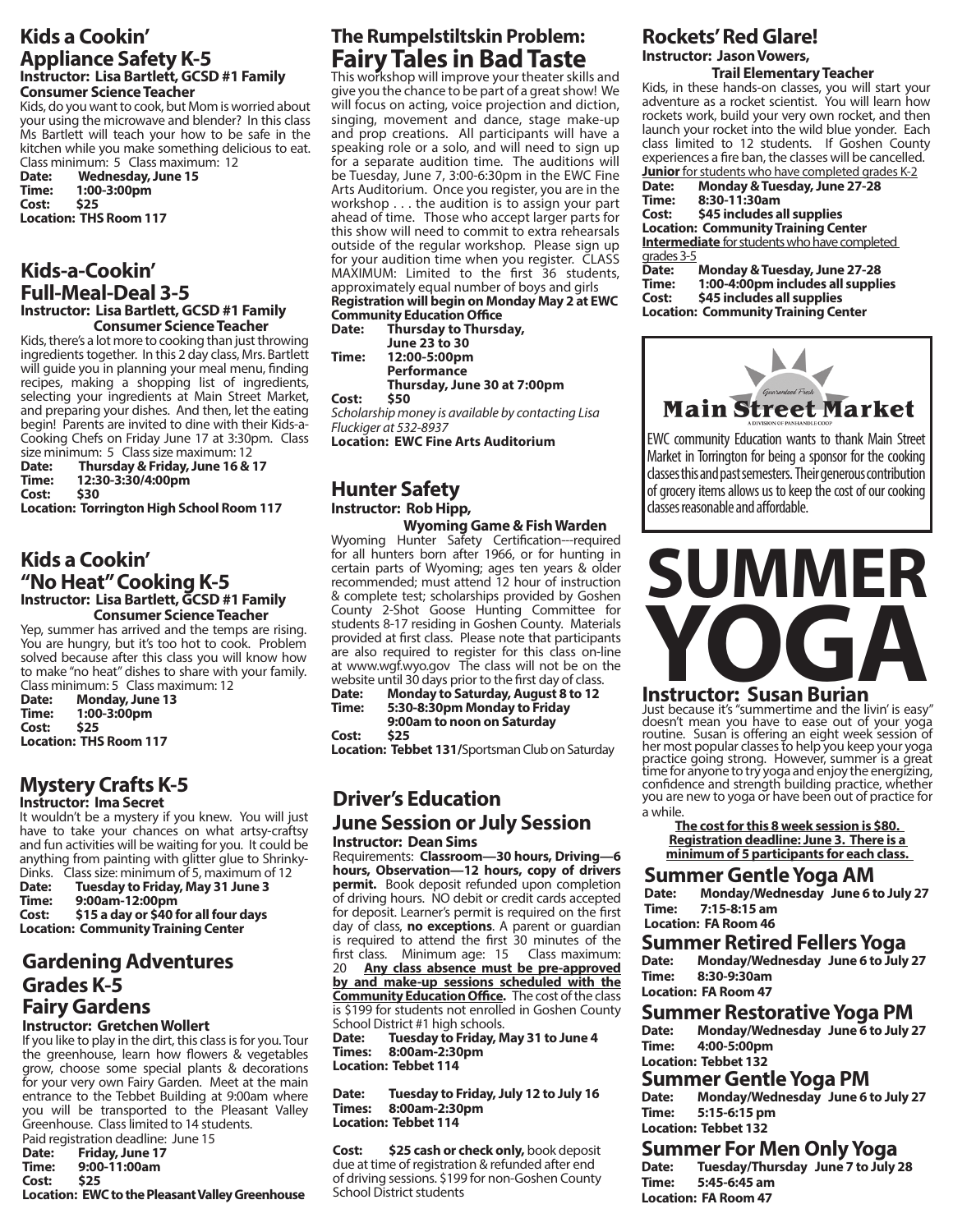## Kids a Cookin' Appliance Safety K-5

**Instructor: Lisa Bartlett, GCSD #1 Family Consumer Science Teacher**

Kids, do you want to cook, but Mom is worried about your using the microwave and blender? In this class Ms Bartlett will teach your how to be safe in the kitchen while you make something delicious to eat. Class minimum: 5 Class maximum: 12

**Date:** Wednesday, June 15
**Time:** 1:00-3:00pm
**Cost:** $25
**Location:** THS Room 117

## Kids-a-Cookin' Full-Meal-Deal 3-5

**Instructor: Lisa Bartlett, GCSD #1 Family Consumer Science Teacher**

Kids, there's a lot more to cooking than just throwing ingredients together. In this 2 day class, Mrs. Bartlett will guide you in planning your meal menu, finding recipes, making a shopping list of ingredients, selecting your ingredients at Main Street Market, and preparing your dishes. And then, let the eating begin! Parents are invited to dine with their Kids-a-Cooking Chefs on Friday June 17 at 3:30pm. Class size minimum: 5 Class size maximum: 12

**Date:** Thursday & Friday, June 16 & 17
**Time:** 12:30-3:30/4:00pm
**Cost:** $30
**Location:** Torrington High School Room 117

## Kids a Cookin' "No Heat" Cooking K-5

**Instructor: Lisa Bartlett, GCSD #1 Family Consumer Science Teacher**

Yep, summer has arrived and the temps are rising. You are hungry, but it's too hot to cook. Problem solved because after this class you will know how to make "no heat" dishes to share with your family. Class minimum: 5 Class maximum: 12

**Date:** Monday, June 13
**Time:** 1:00-3:00pm
**Cost:** $25
**Location:** THS Room 117

## Mystery Crafts K-5

**Instructor: Ima Secret**

It wouldn't be a mystery if you knew. You will just have to take your chances on what artsy-craftsy and fun activities will be waiting for you. It could be anything from painting with glitter glue to Shrinky-Dinks. Class size: minimum of 5, maximum of 12

**Date:** Tuesday to Friday, May 31 June 3
**Time:** 9:00am-12:00pm
**Cost:** $15 a day or $40 for all four days
**Location:** Community Training Center

## Gardening Adventures Grades K-5 Fairy Gardens

**Instructor: Gretchen Wollert**

If you like to play in the dirt, this class is for you. Tour the greenhouse, learn how flowers & vegetables grow, choose some special plants & decorations for your very own Fairy Garden. Meet at the main entrance to the Tebbet Building at 9:00am where you will be transported to the Pleasant Valley Greenhouse. Class limited to 14 students.

Paid registration deadline: June 15

**Date:** Friday, June 17
**Time:** 9:00-11:00am
**Cost:** $25
**Location:** EWC to the Pleasant Valley Greenhouse

## The Rumpelstiltskin Problem: Fairy Tales in Bad Taste

This workshop will improve your theater skills and give you the chance to be part of a great show! We will focus on acting, voice projection and diction, singing, movement and dance, stage make-up and prop creations. All participants will have a speaking role or a solo, and will need to sign up for a separate audition time. The auditions will be Tuesday, June 7, 3:00-6:30pm in the EWC Fine Arts Auditorium. Once you register, you are in the workshop . . . the audition is to assign your part ahead of time. Those who accept larger parts for this show will need to commit to extra rehearsals outside of the regular workshop. Please sign up for your audition time when you register. CLASS MAXIMUM: Limited to the first 36 students, approximately equal number of boys and girls

**Registration will begin on Monday May 2 at EWC Community Education Office**

**Date:** Thursday to Thursday, June 23 to 30
**Time:** 12:00-5:00pm
**Performance** Thursday, June 30 at 7:00pm
**Cost:** $50

*Scholarship money is available by contacting Lisa Fluckiger at 532-8937*

**Location:** EWC Fine Arts Auditorium

## Hunter Safety

**Instructor: Rob Hipp, Wyoming Game & Fish Warden**

Wyoming Hunter Safety Certification---required for all hunters born after 1966, or for hunting in certain parts of Wyoming; ages ten years & older recommended; must attend 12 hour of instruction & complete test; scholarships provided by Goshen County 2-Shot Goose Hunting Committee for students 8-17 residing in Goshen County. Materials provided at first class. Please note that participants are also required to register for this class on-line at www.wgf.wyo.gov The class will not be on the website until 30 days prior to the first day of class.

**Date:** Monday to Saturday, August 8 to 12
**Time:** 5:30-8:30pm Monday to Friday
9:00am to noon on Saturday
**Cost:** $25
**Location:** Tebbet 131/Sportsman Club on Saturday

## Driver's Education June Session or July Session

**Instructor: Dean Sims**

Requirements: **Classroom—30 hours, Driving—6 hours, Observation—12 hours, copy of drivers permit.** Book deposit refunded upon completion of driving hours. NO debit or credit cards accepted for deposit. Learner's permit is required on the first day of class, **no exceptions**. A parent or guardian is required to attend the first 30 minutes of the first class. Minimum age: 15 Class maximum: 20 **Any class absence must be pre-approved by and make-up sessions scheduled with the Community Education Office.** The cost of the class is $199 for students not enrolled in Goshen County School District #1 high schools.

**Date:** Tuesday to Friday, May 31 to June 4
**Times:** 8:00am-2:30pm
**Location:** Tebbet 114

**Date:** Tuesday to Friday, July 12 to July 16
**Times:** 8:00am-2:30pm
**Location:** Tebbet 114

**Cost:** **$25 cash or check only,** book deposit due at time of registration & refunded after end of driving sessions. $199 for non-Goshen County School District students

## Rockets' Red Glare!

**Instructor: Jason Vowers, Trail Elementary Teacher**

Kids, in these hands-on classes, you will start your adventure as a rocket scientist. You will learn how rockets work, build your very own rocket, and then launch your rocket into the wild blue yonder. Each class limited to 12 students. If Goshen County experiences a fire ban, the classes will be cancelled.

**Junior** for students who have completed grades K-2

**Date:** Monday & Tuesday, June 27-28
**Time:** 8:30-11:30am
**Cost:** $45 includes all supplies
**Location:** Community Training Center

**Intermediate** for students who have completed grades 3-5

**Date:** Monday & Tuesday, June 27-28
**Time:** 1:00-4:00pm includes all supplies
**Cost:** $45 includes all supplies
**Location:** Community Training Center

Guaranteed Fresh
**Main Street Market**
A DIVISION OF PANHANDLE COOP

EWC community Education wants to thank Main Street Market in Torrington for being a sponsor for the cooking classes this and past semesters. Their generous contribution of grocery items allows us to keep the cost of our cooking classes reasonable and affordable.

# SUMMER YOGA

**Instructor: Susan Burian**

Just because it's "summertime and the livin' is easy" doesn't mean you have to ease out of your yoga routine. Susan is offering an eight week session of her most popular classes to help you keep your yoga practice going strong. However, summer is a great time for anyone to try yoga and enjoy the energizing, confidence and strength building practice, whether you are new to yoga or have been out of practice for a while.

**The cost for this 8 week session is $80. Registration deadline: June 3. There is a minimum of 5 participants for each class.**

### Summer Gentle Yoga AM

**Date:** Monday/Wednesday June 6 to July 27
**Time:** 7:15-8:15 am
**Location:** FA Room 46

### Summer Retired Fellers Yoga

**Date:** Monday/Wednesday June 6 to July 27
**Time:** 8:30-9:30am
**Location:** FA Room 47

### Summer Restorative Yoga PM

**Date:** Monday/Wednesday June 6 to July 27
**Time:** 4:00-5:00pm
**Location:** Tebbet 132

### Summer Gentle Yoga PM

**Date:** Monday/Wednesday June 6 to July 27
**Time:** 5:15-6:15 pm
**Location:** Tebbet 132

### Summer For Men Only Yoga

**Date:** Tuesday/Thursday June 7 to July 28
**Time:** 5:45-6:45 am
**Location:** FA Room 47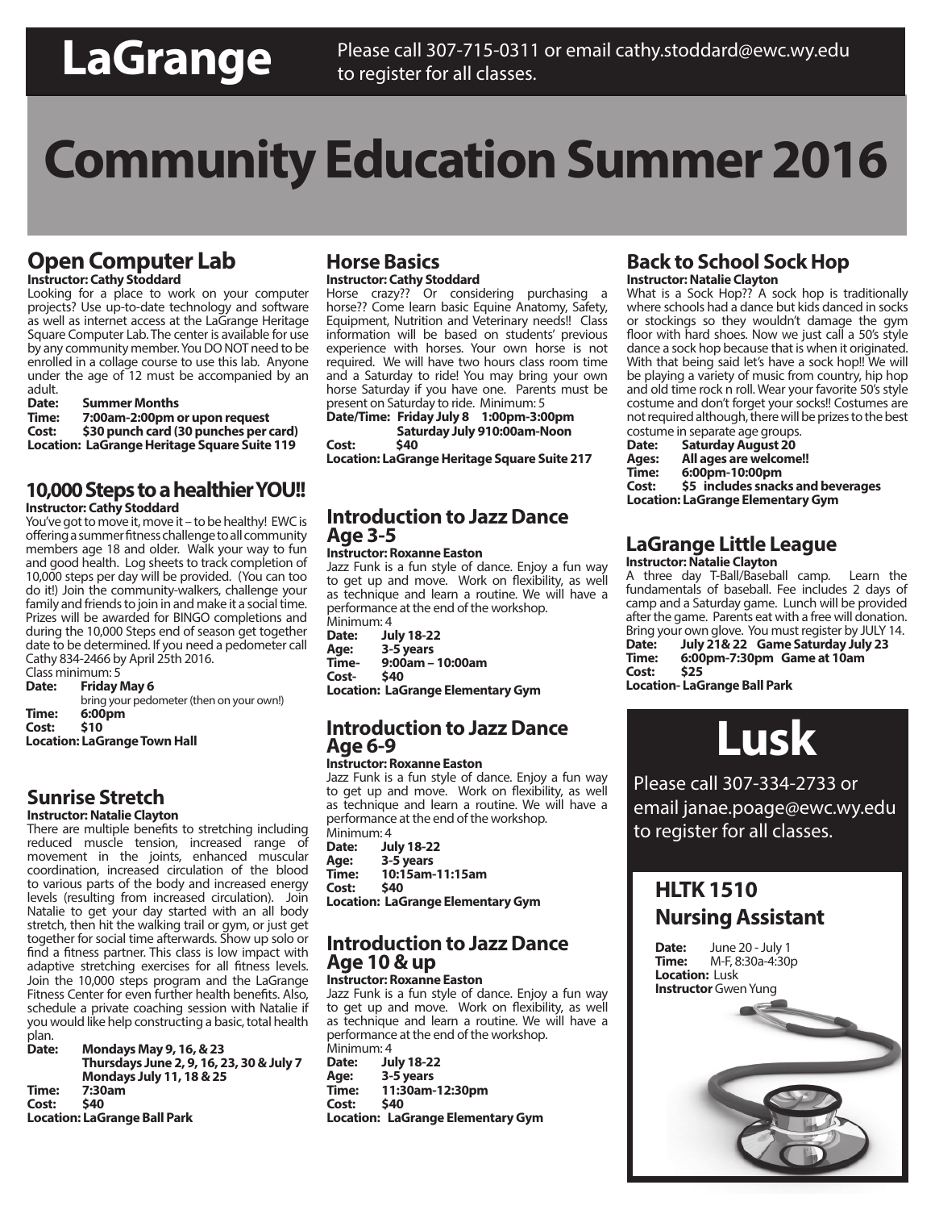# LaGrange

Please call 307-715-0311 or email cathy.stoddard@ewc.wy.edu to register for all classes.

# Community Education Summer 2016

## Open Computer Lab

**Instructor: Cathy Stoddard**

Looking for a place to work on your computer projects? Use up-to-date technology and software as well as internet access at the LaGrange Heritage Square Computer Lab. The center is available for use by any community member. You DO NOT need to be enrolled in a collage course to use this lab. Anyone under the age of 12 must be accompanied by an adult.

**Date:** **Summer Months**
**Time:** **7:00am-2:00pm or upon request**
**Cost:** **$30 punch card (30 punches per card)**
**Location: LaGrange Heritage Square Suite 119**

## 10,000 Steps to a healthier YOU!!

**Instructor: Cathy Stoddard**

You've got to move it, move it – to be healthy! EWC is offering a summer fitness challenge to all community members age 18 and older. Walk your way to fun and good health. Log sheets to track completion of 10,000 steps per day will be provided. (You can too do it!) Join the community-walkers, challenge your family and friends to join in and make it a social time. Prizes will be awarded for BINGO completions and during the 10,000 Steps end of season get together date to be determined. If you need a pedometer call Cathy 834-2466 by April 25th 2016.

Class minimum: 5

**Date:** **Friday May 6**
bring your pedometer (then on your own!)
**Time:** **6:00pm**
**Cost:** **$10**
**Location: LaGrange Town Hall**

## Sunrise Stretch

**Instructor: Natalie Clayton**

There are multiple benefits to stretching including reduced muscle tension, increased range of movement in the joints, enhanced muscular coordination, increased circulation of the blood to various parts of the body and increased energy levels (resulting from increased circulation). Join Natalie to get your day started with an all body stretch, then hit the walking trail or gym, or just get together for social time afterwards. Show up solo or find a fitness partner. This class is low impact with adaptive stretching exercises for all fitness levels. Join the 10,000 steps program and the LaGrange Fitness Center for even further health benefits. Also, schedule a private coaching session with Natalie if you would like help constructing a basic, total health plan.

**Date:** **Mondays May 9, 16, & 23**
**Thursdays June 2, 9, 16, 23, 30 & July 7**
**Mondays July 11, 18 & 25**
**Time:** **7:30am**
**Cost:** **$40**
**Location: LaGrange Ball Park**

## Horse Basics

**Instructor: Cathy Stoddard**

Horse crazy?? Or considering purchasing a horse?? Come learn basic Equine Anatomy, Safety, Equipment, Nutrition and Veterinary needs!! Class information will be based on students' previous experience with horses. Your own horse is not required. We will have two hours class room time and a Saturday to ride! You may bring your own horse Saturday if you have one. Parents must be present on Saturday to ride. Minimum: 5

**Date/Time:** **Friday July 8 1:00pm-3:00pm**
**Saturday July 910:00am-Noon**
**Cost:** **$40**
**Location: LaGrange Heritage Square Suite 217**

## Introduction to Jazz Dance Age 3-5

**Instructor: Roxanne Easton**

Jazz Funk is a fun style of dance. Enjoy a fun way to get up and move. Work on flexibility, as well as technique and learn a routine. We will have a performance at the end of the workshop.

Minimum: 4

**Date:** **July 18-22**
**Age:** **3-5 years**
**Time-** **9:00am – 10:00am**
**Cost-** **$40**
**Location: LaGrange Elementary Gym**

## Introduction to Jazz Dance Age 6-9

**Instructor: Roxanne Easton**

Jazz Funk is a fun style of dance. Enjoy a fun way to get up and move. Work on flexibility, as well as technique and learn a routine. We will have a performance at the end of the workshop.

Minimum: 4

**Date:** **July 18-22**
**Age:** **3-5 years**
**Time:** **10:15am-11:15am**
**Cost:** **$40**
**Location: LaGrange Elementary Gym**

## Introduction to Jazz Dance Age 10 & up

**Instructor: Roxanne Easton**

Jazz Funk is a fun style of dance. Enjoy a fun way to get up and move. Work on flexibility, as well as technique and learn a routine. We will have a performance at the end of the workshop.

Minimum: 4

**Date:** **July 18-22**
**Age:** **3-5 years**
**Time:** **11:30am-12:30pm**
**Cost:** **$40**
**Location: LaGrange Elementary Gym**

## Back to School Sock Hop

**Instructor: Natalie Clayton**

What is a Sock Hop?? A sock hop is traditionally where schools had a dance but kids danced in socks or stockings so they wouldn't damage the gym floor with hard shoes. Now we just call a 50's style dance a sock hop because that is when it originated. With that being said let's have a sock hop!! We will be playing a variety of music from country, hip hop and old time rock n roll. Wear your favorite 50's style costume and don't forget your socks!! Costumes are not required although, there will be prizes to the best costume in separate age groups.

**Date:** **Saturday August 20**
**Ages:** **All ages are welcome!!**
**Time:** **6:00pm-10:00pm**
**Cost:** **$5 includes snacks and beverages**
**Location: LaGrange Elementary Gym**

## LaGrange Little League

**Instructor: Natalie Clayton**

A three day T-Ball/Baseball camp. Learn the fundamentals of baseball. Fee includes 2 days of camp and a Saturday game. Lunch will be provided after the game. Parents eat with a free will donation. Bring your own glove. You must register by JULY 14.

**Date:** **July 21& 22 Game Saturday July 23**
**Time:** **6:00pm-7:30pm Game at 10am**
**Cost:** **$25**
**Location- LaGrange Ball Park**

# Lusk

Please call 307-334-2733 or email janae.poage@ewc.wy.edu to register for all classes.

## HLTK 1510 Nursing Assistant

**Date:** June 20 - July 1
**Time:** M-F, 8:30a-4:30p
**Location:** Lusk
**Instructor** Gwen Yung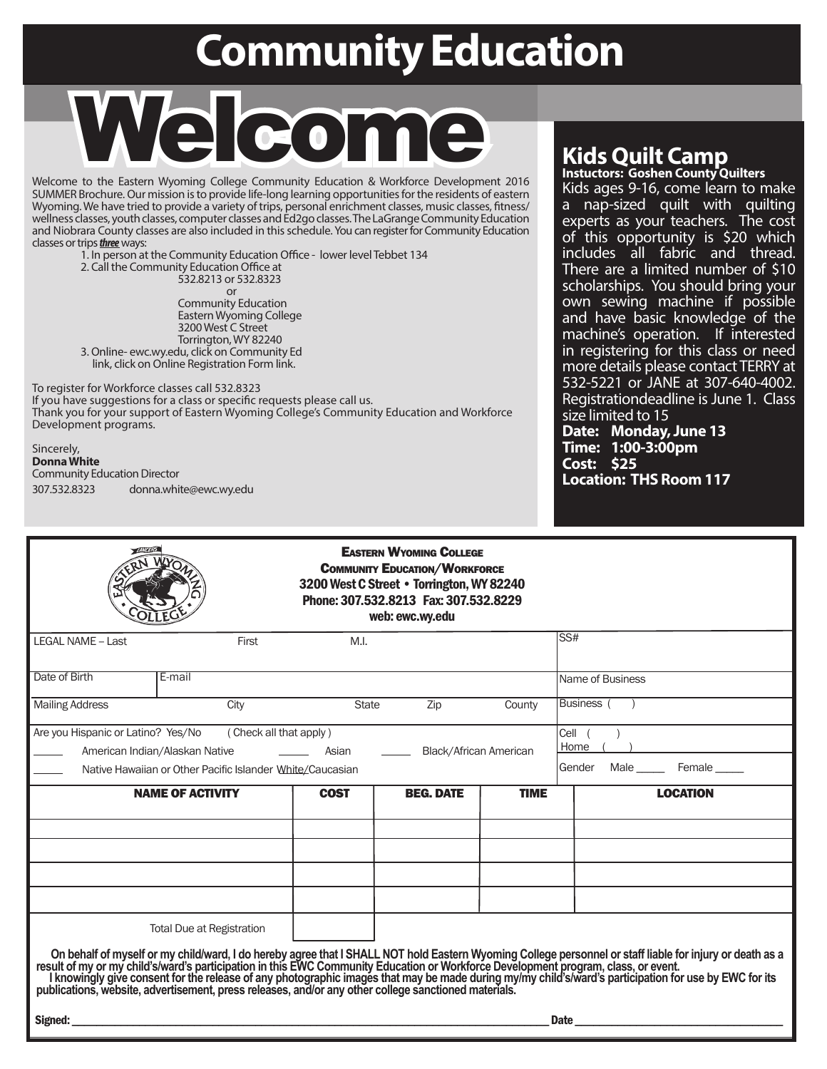# Community Education

## Welcome

Welcome to the Eastern Wyoming College Community Education & Workforce Development 2016 SUMMER Brochure. Our mission is to provide life-long learning opportunities for the residents of eastern Wyoming. We have tried to provide a variety of trips, personal enrichment classes, music classes, fitness/wellness classes, youth classes, computer classes and Ed2go classes. The LaGrange Community Education and Niobrara County classes are also included in this schedule. You can register for Community Education classes or trips ***three*** ways:

1. In person at the Community Education Office - lower level Tebbet 134
2. Call the Community Education Office at
   532.8213 or 532.8323
   or
   Community Education
   Eastern Wyoming College
   3200 West C Street
   Torrington, WY 82240
3. Online- ewc.wy.edu, click on Community Ed link, click on Online Registration Form link.

To register for Workforce classes call 532.8323
If you have suggestions for a class or specific requests please call us.
Thank you for your support of Eastern Wyoming College's Community Education and Workforce Development programs.

Sincerely,
**Donna White**
Community Education Director
307.532.8323 donna.white@ewc.wy.edu

## Kids Quilt Camp

**Instuctors: Goshen County Quilters**

Kids ages 9-16, come learn to make a nap-sized quilt with quilting experts as your teachers. The cost of this opportunity is $20 which includes all fabric and thread. There are a limited number of $10 scholarships. You should bring your own sewing machine if possible and have basic knowledge of the machine's operation. If interested in registering for this class or need more details please contact TERRY at 532-5221 or JANE at 307-640-4002. Registrationdeadline is June 1. Class size limited to 15

**Date: Monday, June 13**
**Time: 1:00-3:00pm**
**Cost: $25**
**Location: THS Room 117**

---

**EASTERN WYOMING COLLEGE**
**COMMUNITY EDUCATION/WORKFORCE**
**3200 West C Street • Torrington, WY 82240**
**Phone: 307.532.8213 Fax: 307.532.8229**
**web: ewc.wy.edu**

| | | | | | |
|---|---|---|---|---|---|
| LEGAL NAME – Last | First | M.I. | | | SS# |
| Date of Birth | E-mail | | | | Name of Business |
| Mailing Address | City | State | Zip | County | Business ( ) |
| Are you Hispanic or Latino? Yes/No (Check all that apply) | | | | | Cell ( ) Home ( ) |
| _____ American Indian/Alaskan Native | _____ Asian | _____ Black/African American | | | |
| _____ Native Hawaiian or Other Pacific Islander White/Caucasian | | | | | Gender Male _____ Female _____ |

| NAME OF ACTIVITY | COST | BEG. DATE | TIME | LOCATION |
|---|---|---|---|---|
| | | | | |
| | | | | |
| | | | | |
| | | | | |
| | | | | |
| Total Due at Registration | | | | |

**On behalf of myself or my child/ward, I do hereby agree that I SHALL NOT hold Eastern Wyoming College personnel or staff liable for injury or death as a result of my or my child's/ward's participation in this EWC Community Education or Workforce Development program, class, or event.**

**I knowingly give consent for the release of any photographic images that may be made during my/my child's/ward's participation for use by EWC for its publications, website, advertisement, press releases, and/or any other college sanctioned materials.**

**Signed:** ______________________________ **Date** ______________________